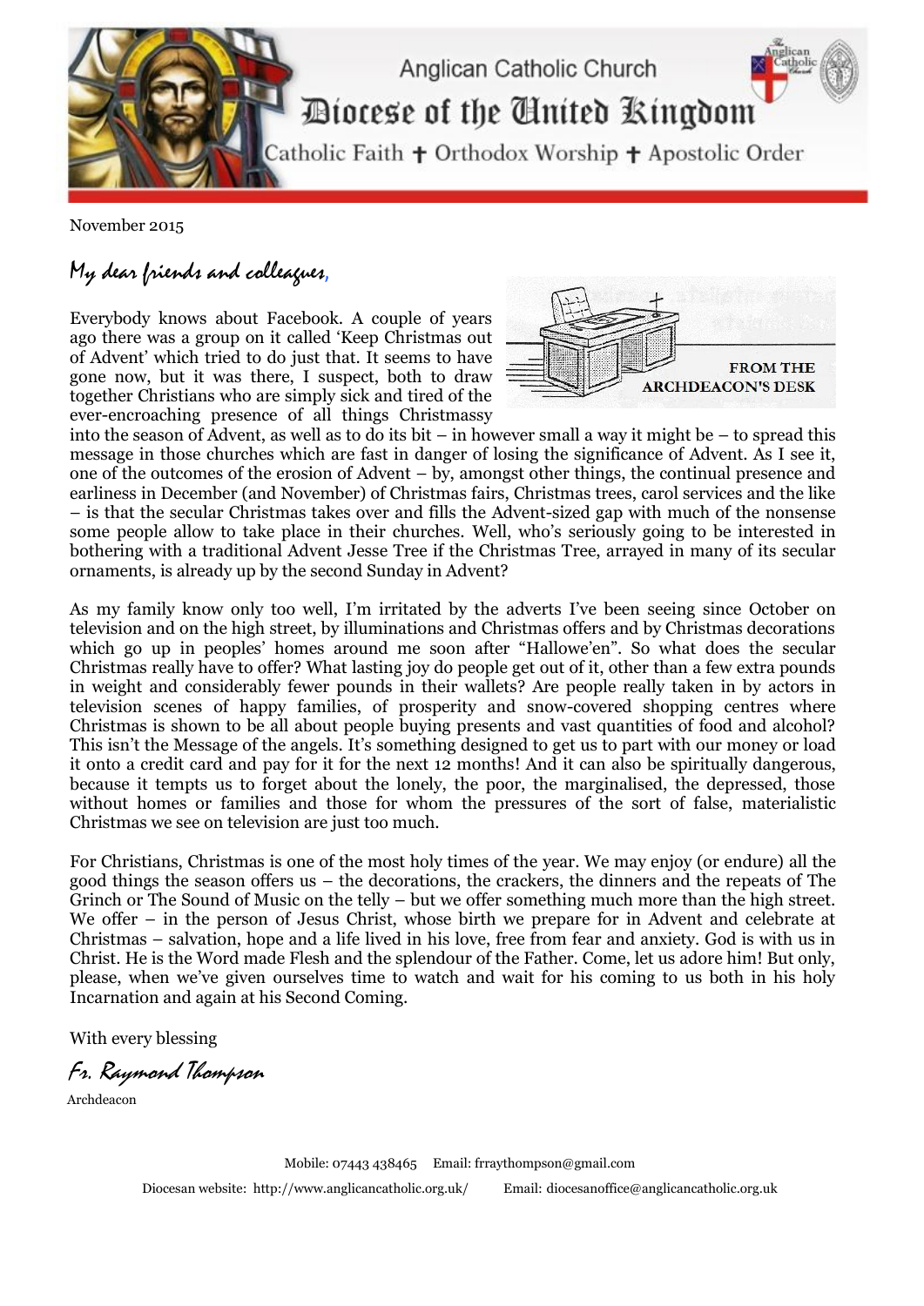# Anglican Catholic Church

## Diocese of the United Kingdom

Catholic Faith ✝ Orthodox Worship ✝ Apostolic Order

November 2015

*My dear friends and colleagues,*

**FROM THE ARCHDEACON'S DESK**

Everybody knows about Facebook. A couple of years ago there was a group on it called 'Keep Christmas out of Advent' which tried to do just that. It seems to have gone now, but it was there, I suspect, both to draw together Christians who are simply sick and tired of the ever-encroaching presence of all things Christmassy into the season of Advent, as well as to do its bit – in however small a way it might be – to spread this message in those churches which are fast in danger of losing the significance of Advent. As I see it, one of the outcomes of the erosion of Advent – by, amongst other things, the continual presence and earliness in December (and November) of Christmas fairs, Christmas trees, carol services and the like – is that the secular Christmas takes over and fills the Advent-sized gap with much of the nonsense some people allow to take place in their churches. Well, who's seriously going to be interested in bothering with a traditional Advent Jesse Tree if the Christmas Tree, arrayed in many of its secular ornaments, is already up by the second Sunday in Advent?

As my family know only too well, I'm irritated by the adverts I've been seeing since October on television and on the high street, by illuminations and Christmas offers and by Christmas decorations which go up in peoples' homes around me soon after "Hallowe'en". So what does the secular Christmas really have to offer? What lasting joy do people get out of it, other than a few extra pounds in weight and considerably fewer pounds in their wallets? Are people really taken in by actors in television scenes of happy families, of prosperity and snow-covered shopping centres where Christmas is shown to be all about people buying presents and vast quantities of food and alcohol? This isn't the Message of the angels. It's something designed to get us to part with our money or load it onto a credit card and pay for it for the next 12 months! And it can also be spiritually dangerous, because it tempts us to forget about the lonely, the poor, the marginalised, the depressed, those without homes or families and those for whom the pressures of the sort of false, materialistic Christmas we see on television are just too much.

For Christians, Christmas is one of the most holy times of the year. We may enjoy (or endure) all the good things the season offers us – the decorations, the crackers, the dinners and the repeats of The Grinch or The Sound of Music on the telly – but we offer something much more than the high street. We offer – in the person of Jesus Christ, whose birth we prepare for in Advent and celebrate at Christmas – salvation, hope and a life lived in his love, free from fear and anxiety. God is with us in Christ. He is the Word made Flesh and the splendour of the Father. Come, let us adore him! But only, please, when we've given ourselves time to watch and wait for his coming to us both in his holy Incarnation and again at his Second Coming.

With every blessing

*Fr. Raymond Thompson*

Archdeacon

Mobile: 07443 438465 Email: frraythompson@gmail.com

Diocesan website: http://www.anglicancatholic.org.uk/ Email: diocesanoffice@anglicancatholic.org.uk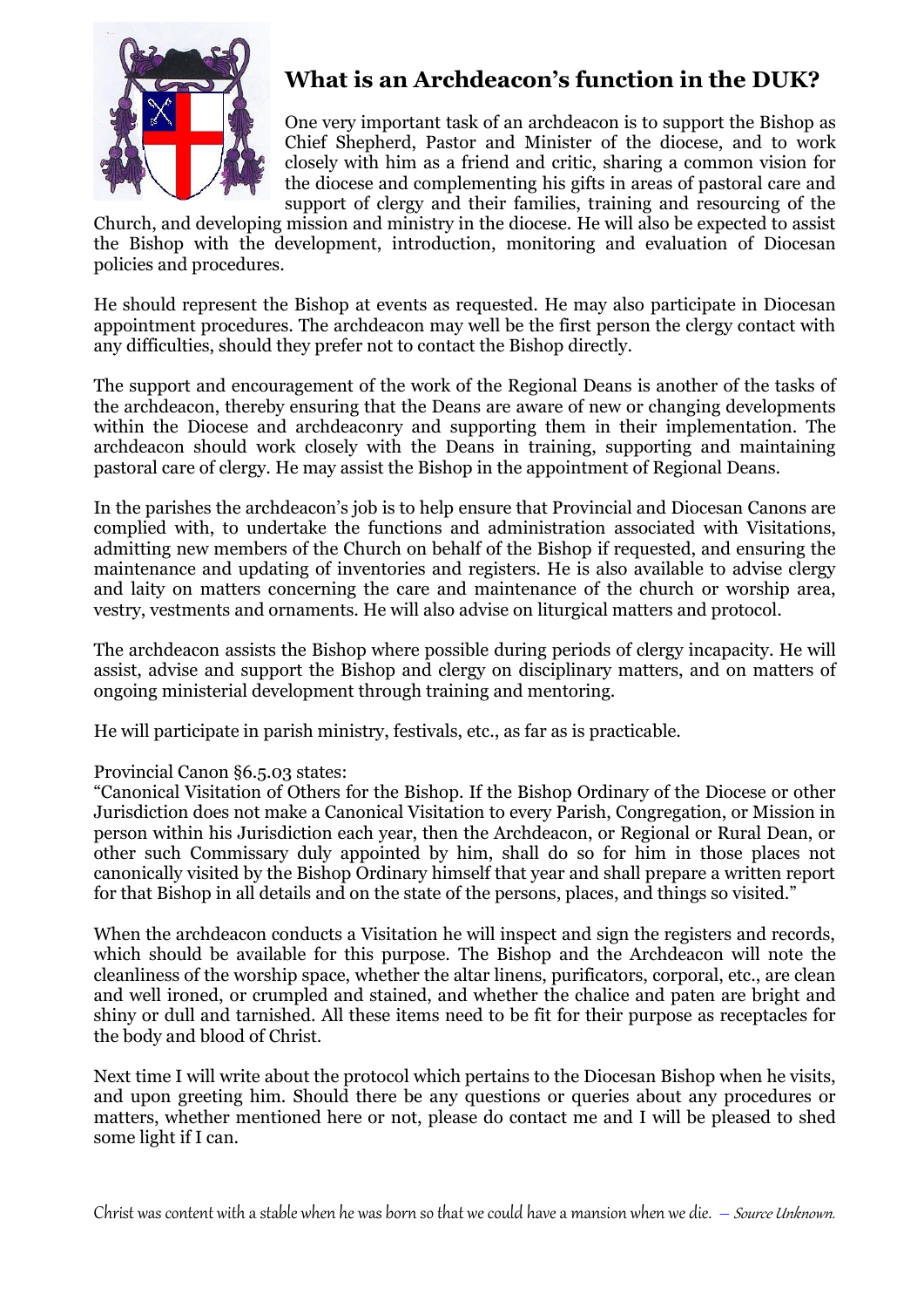## What is an Archdeacon's function in the DUK?

One very important task of an archdeacon is to support the Bishop as Chief Shepherd, Pastor and Minister of the diocese, and to work closely with him as a friend and critic, sharing a common vision for the diocese and complementing his gifts in areas of pastoral care and support of clergy and their families, training and resourcing of the Church, and developing mission and ministry in the diocese. He will also be expected to assist the Bishop with the development, introduction, monitoring and evaluation of Diocesan policies and procedures.

He should represent the Bishop at events as requested. He may also participate in Diocesan appointment procedures. The archdeacon may well be the first person the clergy contact with any difficulties, should they prefer not to contact the Bishop directly.

The support and encouragement of the work of the Regional Deans is another of the tasks of the archdeacon, thereby ensuring that the Deans are aware of new or changing developments within the Diocese and archdeaconry and supporting them in their implementation. The archdeacon should work closely with the Deans in training, supporting and maintaining pastoral care of clergy. He may assist the Bishop in the appointment of Regional Deans.

In the parishes the archdeacon's job is to help ensure that Provincial and Diocesan Canons are complied with, to undertake the functions and administration associated with Visitations, admitting new members of the Church on behalf of the Bishop if requested, and ensuring the maintenance and updating of inventories and registers. He is also available to advise clergy and laity on matters concerning the care and maintenance of the church or worship area, vestry, vestments and ornaments. He will also advise on liturgical matters and protocol.

The archdeacon assists the Bishop where possible during periods of clergy incapacity. He will assist, advise and support the Bishop and clergy on disciplinary matters, and on matters of ongoing ministerial development through training and mentoring.

He will participate in parish ministry, festivals, etc., as far as is practicable.

Provincial Canon §6.5.03 states:
"Canonical Visitation of Others for the Bishop. If the Bishop Ordinary of the Diocese or other Jurisdiction does not make a Canonical Visitation to every Parish, Congregation, or Mission in person within his Jurisdiction each year, then the Archdeacon, or Regional or Rural Dean, or other such Commissary duly appointed by him, shall do so for him in those places not canonically visited by the Bishop Ordinary himself that year and shall prepare a written report for that Bishop in all details and on the state of the persons, places, and things so visited."

When the archdeacon conducts a Visitation he will inspect and sign the registers and records, which should be available for this purpose. The Bishop and the Archdeacon will note the cleanliness of the worship space, whether the altar linens, purificators, corporal, etc., are clean and well ironed, or crumpled and stained, and whether the chalice and paten are bright and shiny or dull and tarnished. All these items need to be fit for their purpose as receptacles for the body and blood of Christ.

Next time I will write about the protocol which pertains to the Diocesan Bishop when he visits, and upon greeting him. Should there be any questions or queries about any procedures or matters, whether mentioned here or not, please do contact me and I will be pleased to shed some light if I can.

*Christ was content with a stable when he was born so that we could have a mansion when we die. — Source Unknown.*